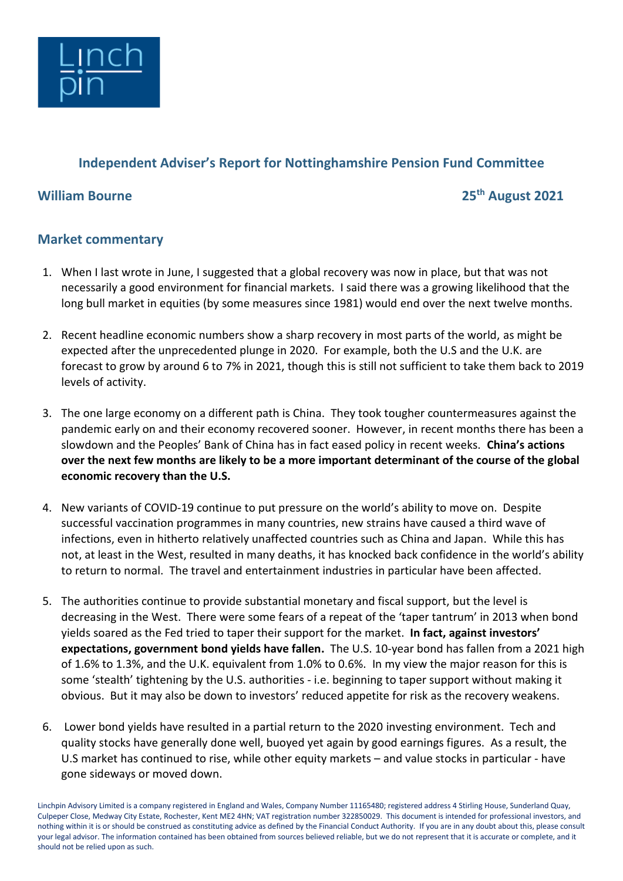Linch pin

## Independent Adviser's Report for Nottinghamshire Pension Fund Committee

**William Bourne** **25th August 2021**

## Market commentary

1. When I last wrote in June, I suggested that a global recovery was now in place, but that was not necessarily a good environment for financial markets. I said there was a growing likelihood that the long bull market in equities (by some measures since 1981) would end over the next twelve months.

2. Recent headline economic numbers show a sharp recovery in most parts of the world, as might be expected after the unprecedented plunge in 2020. For example, both the U.S and the U.K. are forecast to grow by around 6 to 7% in 2021, though this is still not sufficient to take them back to 2019 levels of activity.

3. The one large economy on a different path is China. They took tougher countermeasures against the pandemic early on and their economy recovered sooner. However, in recent months there has been a slowdown and the Peoples' Bank of China has in fact eased policy in recent weeks. **China's actions over the next few months are likely to be a more important determinant of the course of the global economic recovery than the U.S.**

4. New variants of COVID-19 continue to put pressure on the world's ability to move on. Despite successful vaccination programmes in many countries, new strains have caused a third wave of infections, even in hitherto relatively unaffected countries such as China and Japan. While this has not, at least in the West, resulted in many deaths, it has knocked back confidence in the world's ability to return to normal. The travel and entertainment industries in particular have been affected.

5. The authorities continue to provide substantial monetary and fiscal support, but the level is decreasing in the West. There were some fears of a repeat of the 'taper tantrum' in 2013 when bond yields soared as the Fed tried to taper their support for the market. **In fact, against investors' expectations, government bond yields have fallen.** The U.S. 10-year bond has fallen from a 2021 high of 1.6% to 1.3%, and the U.K. equivalent from 1.0% to 0.6%. In my view the major reason for this is some 'stealth' tightening by the U.S. authorities - i.e. beginning to taper support without making it obvious. But it may also be down to investors' reduced appetite for risk as the recovery weakens.

6. Lower bond yields have resulted in a partial return to the 2020 investing environment. Tech and quality stocks have generally done well, buoyed yet again by good earnings figures. As a result, the U.S market has continued to rise, while other equity markets – and value stocks in particular - have gone sideways or moved down.

Linchpin Advisory Limited is a company registered in England and Wales, Company Number 11165480; registered address 4 Stirling House, Sunderland Quay, Culpeper Close, Medway City Estate, Rochester, Kent ME2 4HN; VAT registration number 322850029. This document is intended for professional investors, and nothing within it is or should be construed as constituting advice as defined by the Financial Conduct Authority. If you are in any doubt about this, please consult your legal advisor. The information contained has been obtained from sources believed reliable, but we do not represent that it is accurate or complete, and it should not be relied upon as such.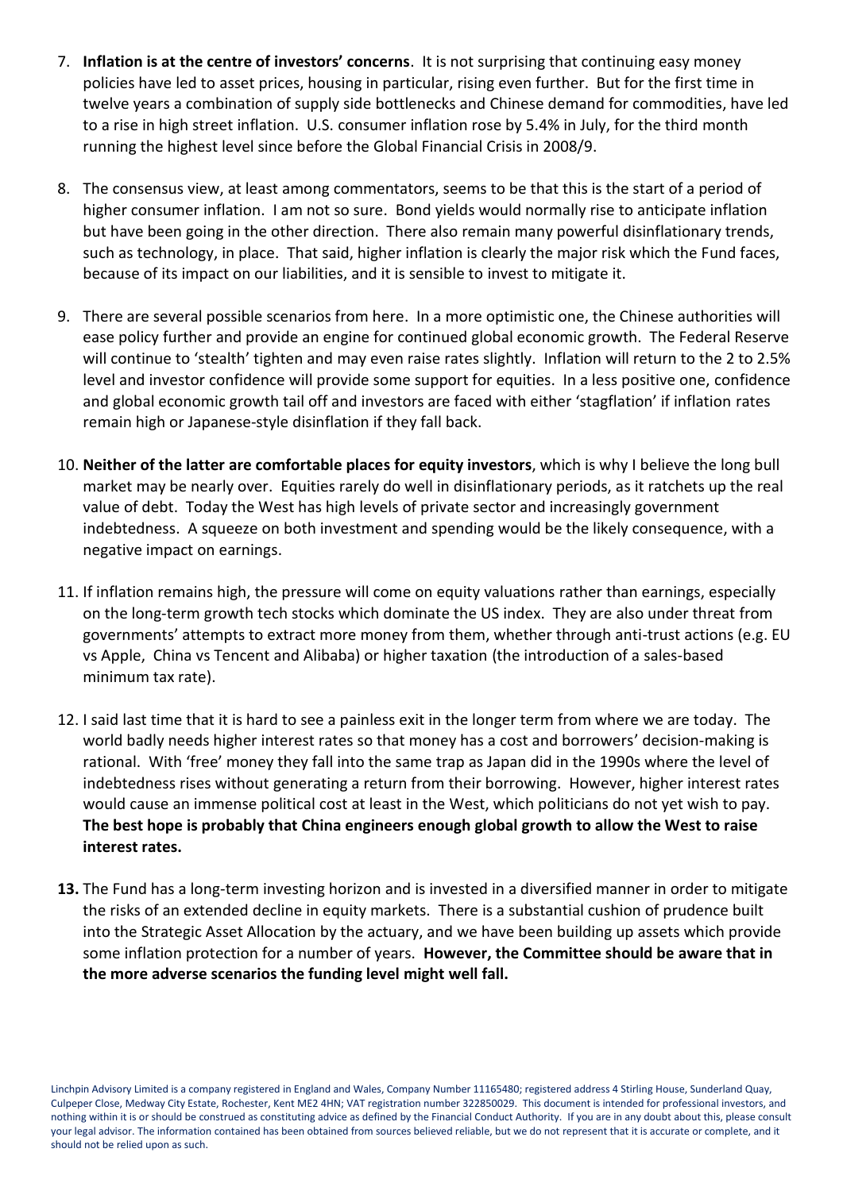7. **Inflation is at the centre of investors' concerns**. It is not surprising that continuing easy money policies have led to asset prices, housing in particular, rising even further. But for the first time in twelve years a combination of supply side bottlenecks and Chinese demand for commodities, have led to a rise in high street inflation. U.S. consumer inflation rose by 5.4% in July, for the third month running the highest level since before the Global Financial Crisis in 2008/9.

8. The consensus view, at least among commentators, seems to be that this is the start of a period of higher consumer inflation. I am not so sure. Bond yields would normally rise to anticipate inflation but have been going in the other direction. There also remain many powerful disinflationary trends, such as technology, in place. That said, higher inflation is clearly the major risk which the Fund faces, because of its impact on our liabilities, and it is sensible to invest to mitigate it.

9. There are several possible scenarios from here. In a more optimistic one, the Chinese authorities will ease policy further and provide an engine for continued global economic growth. The Federal Reserve will continue to 'stealth' tighten and may even raise rates slightly. Inflation will return to the 2 to 2.5% level and investor confidence will provide some support for equities. In a less positive one, confidence and global economic growth tail off and investors are faced with either 'stagflation' if inflation rates remain high or Japanese-style disinflation if they fall back.

10. **Neither of the latter are comfortable places for equity investors**, which is why I believe the long bull market may be nearly over. Equities rarely do well in disinflationary periods, as it ratchets up the real value of debt. Today the West has high levels of private sector and increasingly government indebtedness. A squeeze on both investment and spending would be the likely consequence, with a negative impact on earnings.

11. If inflation remains high, the pressure will come on equity valuations rather than earnings, especially on the long-term growth tech stocks which dominate the US index. They are also under threat from governments' attempts to extract more money from them, whether through anti-trust actions (e.g. EU vs Apple, China vs Tencent and Alibaba) or higher taxation (the introduction of a sales-based minimum tax rate).

12. I said last time that it is hard to see a painless exit in the longer term from where we are today. The world badly needs higher interest rates so that money has a cost and borrowers' decision-making is rational. With 'free' money they fall into the same trap as Japan did in the 1990s where the level of indebtedness rises without generating a return from their borrowing. However, higher interest rates would cause an immense political cost at least in the West, which politicians do not yet wish to pay. **The best hope is probably that China engineers enough global growth to allow the West to raise interest rates.**

13. The Fund has a long-term investing horizon and is invested in a diversified manner in order to mitigate the risks of an extended decline in equity markets. There is a substantial cushion of prudence built into the Strategic Asset Allocation by the actuary, and we have been building up assets which provide some inflation protection for a number of years. **However, the Committee should be aware that in the more adverse scenarios the funding level might well fall.**

Linchpin Advisory Limited is a company registered in England and Wales, Company Number 11165480; registered address 4 Stirling House, Sunderland Quay, Culpeper Close, Medway City Estate, Rochester, Kent ME2 4HN; VAT registration number 322850029. This document is intended for professional investors, and nothing within it is or should be construed as constituting advice as defined by the Financial Conduct Authority. If you are in any doubt about this, please consult your legal advisor. The information contained has been obtained from sources believed reliable, but we do not represent that it is accurate or complete, and it should not be relied upon as such.